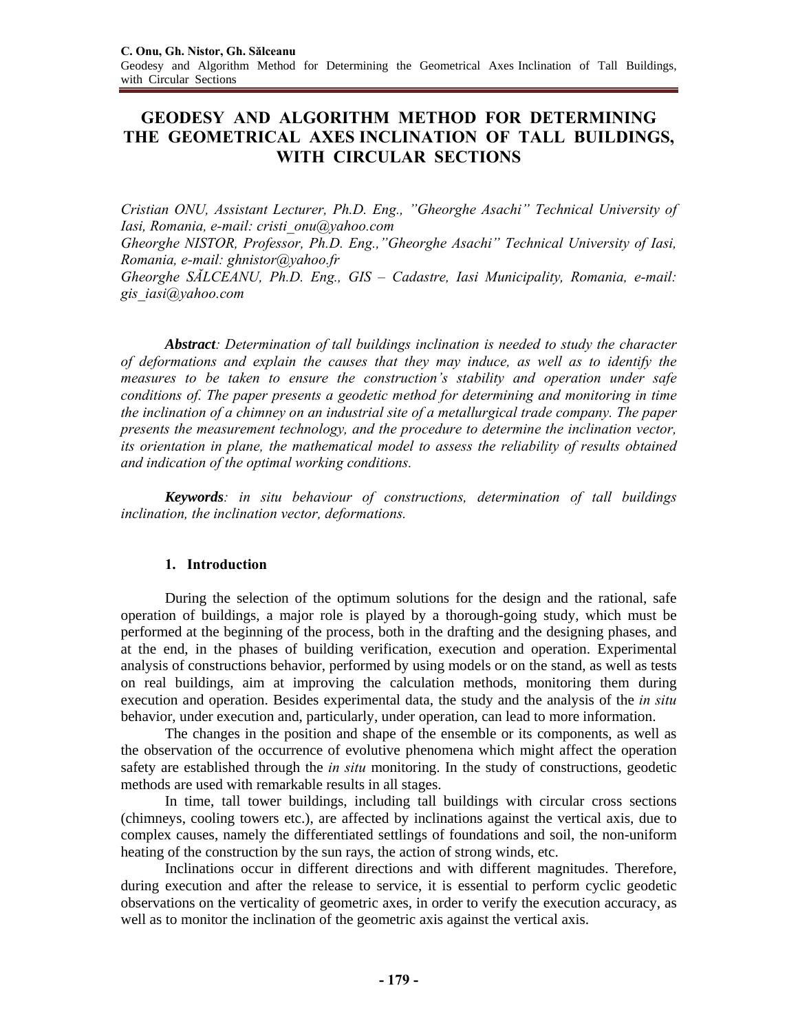# GEODESY AND ALGORITHM METHOD FOR DETERMINING THE GEOMETRICAL AXES INCLINATION OF TALL BUILDINGS, WITH CIRCULAR SECTIONS

*Cristian ONU, Assistant Lecturer, Ph.D. Eng., "Gheorghe Asachi" Technical University of Iasi, Romania, e-mail: cristi_onu@yahoo.com*

*Gheorghe NISTOR, Professor, Ph.D. Eng.,"Gheorghe Asachi" Technical University of Iasi, Romania, e-mail: ghnistor@yahoo.fr*

*Gheorghe SĂLCEANU, Ph.D. Eng., GIS – Cadastre, Iasi Municipality, Romania, e-mail: gis_iasi@yahoo.com*

***Abstract**: Determination of tall buildings inclination is needed to study the character of deformations and explain the causes that they may induce, as well as to identify the measures to be taken to ensure the construction's stability and operation under safe conditions of. The paper presents a geodetic method for determining and monitoring in time the inclination of a chimney on an industrial site of a metallurgical trade company. The paper presents the measurement technology, and the procedure to determine the inclination vector, its orientation in plane, the mathematical model to assess the reliability of results obtained and indication of the optimal working conditions.*

***Keywords**: in situ behaviour of constructions, determination of tall buildings inclination, the inclination vector, deformations.*

## 1. Introduction

During the selection of the optimum solutions for the design and the rational, safe operation of buildings, a major role is played by a thorough-going study, which must be performed at the beginning of the process, both in the drafting and the designing phases, and at the end, in the phases of building verification, execution and operation. Experimental analysis of constructions behavior, performed by using models or on the stand, as well as tests on real buildings, aim at improving the calculation methods, monitoring them during execution and operation. Besides experimental data, the study and the analysis of the *in situ* behavior, under execution and, particularly, under operation, can lead to more information.

The changes in the position and shape of the ensemble or its components, as well as the observation of the occurrence of evolutive phenomena which might affect the operation safety are established through the *in situ* monitoring. In the study of constructions, geodetic methods are used with remarkable results in all stages.

In time, tall tower buildings, including tall buildings with circular cross sections (chimneys, cooling towers etc.), are affected by inclinations against the vertical axis, due to complex causes, namely the differentiated settlings of foundations and soil, the non-uniform heating of the construction by the sun rays, the action of strong winds, etc.

Inclinations occur in different directions and with different magnitudes. Therefore, during execution and after the release to service, it is essential to perform cyclic geodetic observations on the verticality of geometric axes, in order to verify the execution accuracy, as well as to monitor the inclination of the geometric axis against the vertical axis.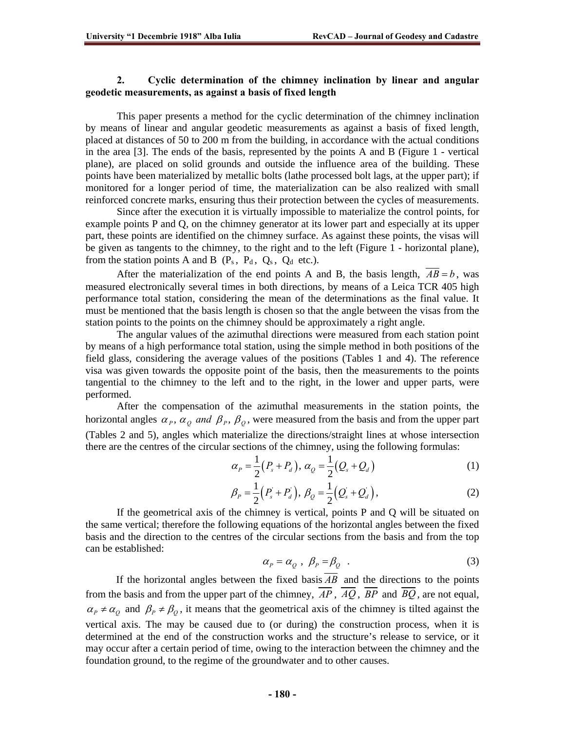## 2. Cyclic determination of the chimney inclination by linear and angular geodetic measurements, as against a basis of fixed length

This paper presents a method for the cyclic determination of the chimney inclination by means of linear and angular geodetic measurements as against a basis of fixed length, placed at distances of 50 to 200 m from the building, in accordance with the actual conditions in the area [3]. The ends of the basis, represented by the points A and B (Figure 1 - vertical plane), are placed on solid grounds and outside the influence area of the building. These points have been materialized by metallic bolts (lathe processed bolt lags, at the upper part); if monitored for a longer period of time, the materialization can be also realized with small reinforced concrete marks, ensuring thus their protection between the cycles of measurements.

Since after the execution it is virtually impossible to materialize the control points, for example points P and Q, on the chimney generator at its lower part and especially at its upper part, these points are identified on the chimney surface. As against these points, the visas will be given as tangents to the chimney, to the right and to the left (Figure 1 - horizontal plane), from the station points A and B ($P_s$, $P_d$, $Q_s$, $Q_d$ etc.).

After the materialization of the end points A and B, the basis length, $\overline{AB} = b$, was measured electronically several times in both directions, by means of a Leica TCR 405 high performance total station, considering the mean of the determinations as the final value. It must be mentioned that the basis length is chosen so that the angle between the visas from the station points to the points on the chimney should be approximately a right angle.

The angular values of the azimuthal directions were measured from each station point by means of a high performance total station, using the simple method in both positions of the field glass, considering the average values of the positions (Tables 1 and 4). The reference visa was given towards the opposite point of the basis, then the measurements to the points tangential to the chimney to the left and to the right, in the lower and upper parts, were performed.

After the compensation of the azimuthal measurements in the station points, the horizontal angles $\alpha_P$, $\alpha_Q$ *and* $\beta_P$, $\beta_Q$, were measured from the basis and from the upper part (Tables 2 and 5), angles which materialize the directions/straight lines at whose intersection there are the centres of the circular sections of the chimney, using the following formulas:

$$\alpha_P = \frac{1}{2}\left(P_s + P_d\right),\ \alpha_Q = \frac{1}{2}\left(Q_s + Q_d\right) \tag{1}$$

$$\beta_P = \frac{1}{2}\left(P_s^{'} + P_d^{'}\right),\ \beta_Q = \frac{1}{2}\left(Q_s^{'} + Q_d^{'}\right), \tag{2}$$

If the geometrical axis of the chimney is vertical, points P and Q will be situated on the same vertical; therefore the following equations of the horizontal angles between the fixed basis and the direction to the centres of the circular sections from the basis and from the top can be established:

$$\alpha_P = \alpha_Q\ ,\ \beta_P = \beta_Q\ . \tag{3}$$

If the horizontal angles between the fixed basis $\overline{AB}$ and the directions to the points from the basis and from the upper part of the chimney, $\overline{AP}$, $\overline{AQ}$, $\overline{BP}$ and $\overline{BQ}$, are not equal, $\alpha_P \neq \alpha_Q$ and $\beta_P \neq \beta_Q$, it means that the geometrical axis of the chimney is tilted against the vertical axis. The may be caused due to (or during) the construction process, when it is determined at the end of the construction works and the structure's release to service, or it may occur after a certain period of time, owing to the interaction between the chimney and the foundation ground, to the regime of the groundwater and to other causes.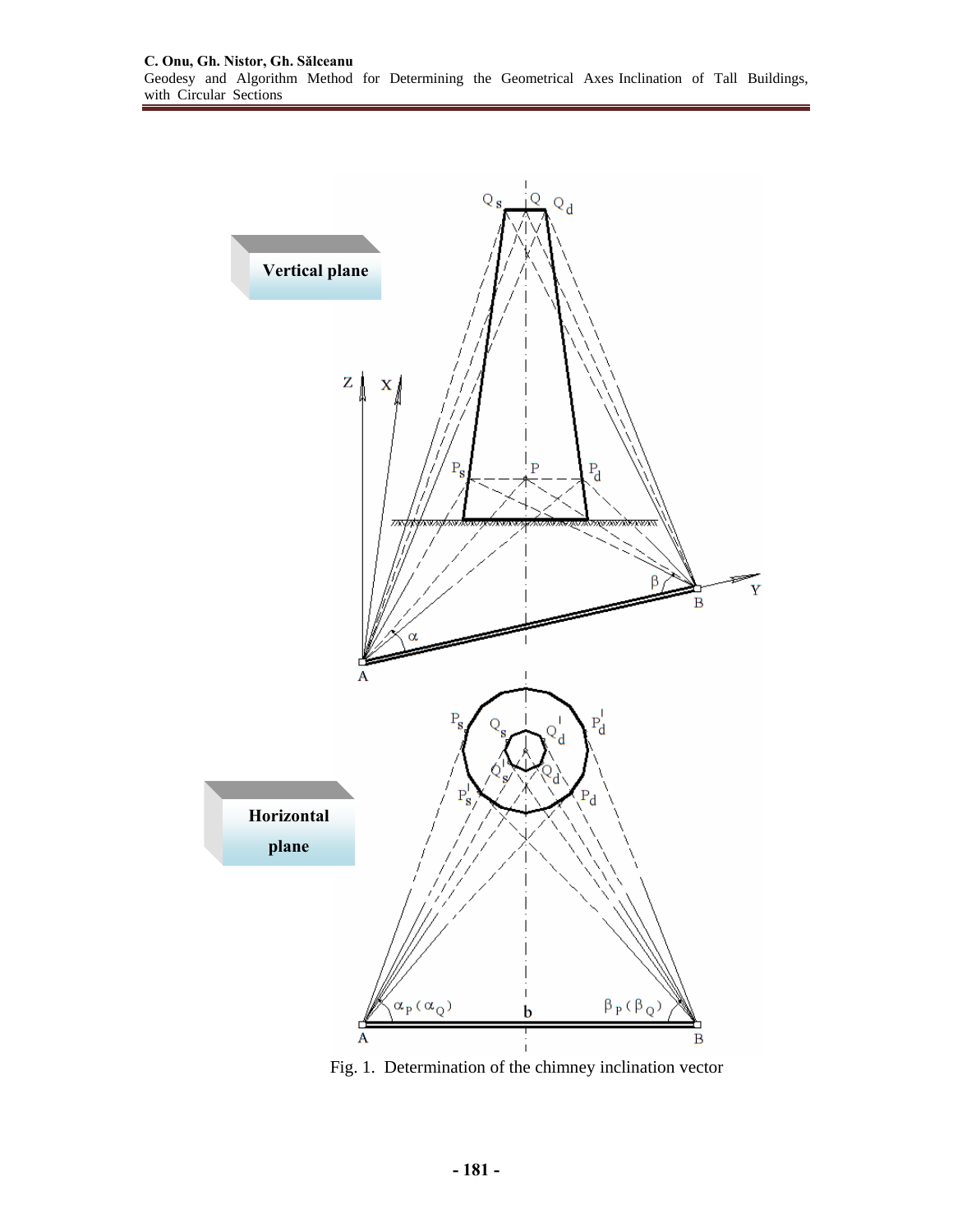Fig. 1. Determination of the chimney inclination vector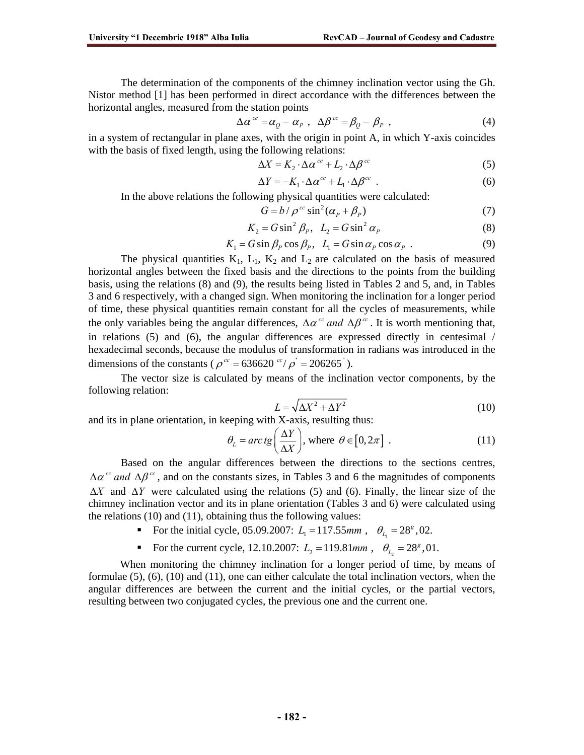The determination of the components of the chimney inclination vector using the Gh. Nistor method [1] has been performed in direct accordance with the differences between the horizontal angles, measured from the station points

$$\Delta\alpha^{cc} = \alpha_Q - \alpha_P \ , \quad \Delta\beta^{cc} = \beta_Q - \beta_P \ , \tag{4}$$

in a system of rectangular in plane axes, with the origin in point A, in which Y-axis coincides with the basis of fixed length, using the following relations:

$$\Delta X = K_2 \cdot \Delta\alpha^{cc} + L_2 \cdot \Delta\beta^{cc} \tag{5}$$

$$\Delta Y = -K_1 \cdot \Delta\alpha^{cc} + L_1 \cdot \Delta\beta^{cc} \ . \tag{6}$$

In the above relations the following physical quantities were calculated:

$$G = b / \rho^{cc} \sin^2(\alpha_P + \beta_P) \tag{7}$$

$$K_2 = G \sin^2 \beta_P, \quad L_2 = G \sin^2 \alpha_P \tag{8}$$

$$K_1 = G \sin \beta_P \cos \beta_P, \quad L_1 = G \sin \alpha_P \cos \alpha_P \ . \tag{9}$$

The physical quantities $K_1$, $L_1$, $K_2$ and $L_2$ are calculated on the basis of measured horizontal angles between the fixed basis and the directions to the points from the building basis, using the relations (8) and (9), the results being listed in Tables 2 and 5, and, in Tables 3 and 6 respectively, with a changed sign. When monitoring the inclination for a longer period of time, these physical quantities remain constant for all the cycles of measurements, while the only variables being the angular differences, $\Delta\alpha^{cc}$ *and* $\Delta\beta^{cc}$. It is worth mentioning that, in relations (5) and (6), the angular differences are expressed directly in centesimal / hexadecimal seconds, because the modulus of transformation in radians was introduced in the dimensions of the constants ($\rho^{cc} = 636620^{cc} / \rho^{''} = 206265^{''}$).

The vector size is calculated by means of the inclination vector components, by the following relation:

$$L = \sqrt{\Delta X^2 + \Delta Y^2} \tag{10}$$

and its in plane orientation, in keeping with X-axis, resulting thus:

$$\theta_L = arc\,tg\left(\frac{\Delta Y}{\Delta X}\right), \text{ where } \theta \in [0, 2\pi] \ . \tag{11}$$

Based on the angular differences between the directions to the sections centres, $\Delta\alpha^{cc}$ *and* $\Delta\beta^{cc}$, and on the constants sizes, in Tables 3 and 6 the magnitudes of components $\Delta X$ and $\Delta Y$ were calculated using the relations (5) and (6). Finally, the linear size of the chimney inclination vector and its in plane orientation (Tables 3 and 6) were calculated using the relations (10) and (11), obtaining thus the following values:

- For the initial cycle, 05.09.2007: $L_1 = 117.55mm$ , $\theta_{L_1} = 28^g,02$.
- For the current cycle, 12.10.2007: $L_2 = 119.81mm$ , $\theta_{L_2} = 28^g,01$.

When monitoring the chimney inclination for a longer period of time, by means of formulae (5), (6), (10) and (11), one can either calculate the total inclination vectors, when the angular differences are between the current and the initial cycles, or the partial vectors, resulting between two conjugated cycles, the previous one and the current one.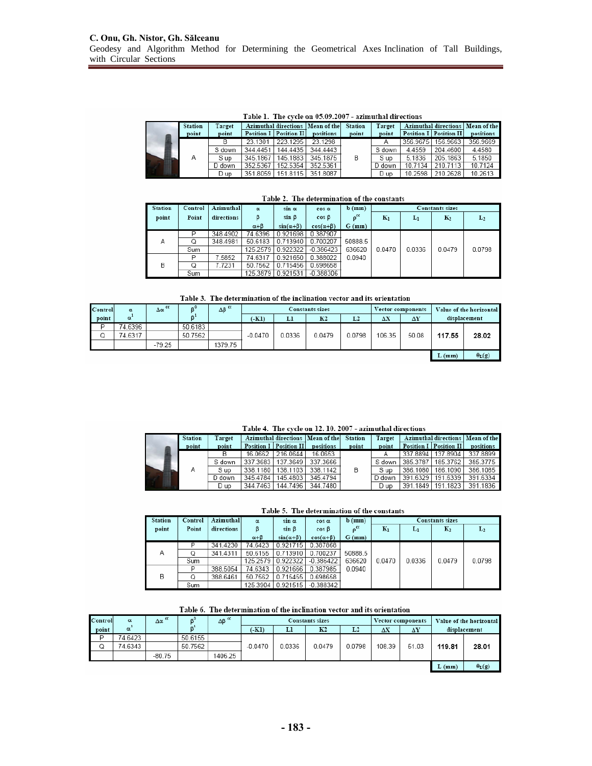**Table 1. The cycle on 05.09.2007 - azimuthal directions**

| Station point | Target point | Azimuthal directions | | Mean of the positions | Station point | Target point | Azimuthal directions | | Mean of the positions |
|---|---|---|---|---|---|---|---|---|---|
| | | Position I | Position II | | | | Position I | Position II | |
| A | B | 23.1301 | 223.1295 | 23.1298 | B | A | 356.9675 | 156.9663 | 356.9669 |
| | S down | 344.4451 | 144.4435 | 344.4443 | | S down | 4.4559 | 204.4600 | 4.4580 |
| | S up | 345.1867 | 145.1883 | 345.1875 | | S up | 5.1836 | 205.1863 | 5.1850 |
| | D down | 352.5367 | 152.5354 | 352.5361 | | D down | 10.7134 | 210.7113 | 10.7124 |
| | D up | 351.8059 | 151.8115 | 351.8087 | | D up | 10.2598 | 210.2628 | 10.2613 |

**Table 2. The determination of the constants**

| Station point | Control Point | Azimuthal directions | $\alpha$ / $\beta$ / $\alpha+\beta$ | $\sin\alpha$ / $\sin\beta$ / $\sin(\alpha+\beta)$ | $\cos\alpha$ / $\cos\beta$ / $\cos(\alpha+\beta)$ | b (mm) / $\rho^{cc}$ / G (mm) | $K_1$ | $L_1$ | $K_2$ | $L_2$ |
|---|---|---|---|---|---|---|---|---|---|---|
| A | P | 348.4902 | 74.6396 | 0.921698 | 0.387907 | | | | | |
| | Q | 348.4981 | 50.6183 | 0.713940 | 0.700207 | 50888.5 | | | | |
| | Sum | | 125.2579 | 0.922322 | -0.386423 | 636620 | 0.0470 | 0.0336 | 0.0479 | 0.0798 |
| B | P | 7.5852 | 74.6317 | 0.921650 | 0.388022 | 0.0940 | | | | |
| | Q | 7.7231 | 50.7562 | 0.715456 | 0.698658 | | | | | |
| | Sum | | 125.3879 | 0.921531 | -0.388306 | | | | | |

**Table 3. The determination of the inclination vector and its orientation**

| Control point | $\alpha$ / $\alpha^1$ | $\Delta\alpha^{cc}$ | $\beta^0$ / $\beta^1$ | $\Delta\beta^{cc}$ | (-K1) | L1 | K2 | L2 | $\Delta X$ | $\Delta Y$ | L (mm) | $\theta_L$(g) |
|---|---|---|---|---|---|---|---|---|---|---|---|---|
| P | 74.6396 | | 50.6183 | | | | | | | | | |
| Q | 74.6317 | | 50.7562 | | -0.0470 | 0.0336 | 0.0479 | 0.0798 | 106.35 | 50.08 | **117.55** | **28.02** |
| | | -79.25 | | 1379.75 | | | | | | | | |

Constants sizes: (-K1), L1, K2, L2; Vector components: $\Delta X$, $\Delta Y$; Value of the horizontal displacement: L (mm), $\theta_L$(g).

**Table 4. The cycle on 12. 10. 2007 - azimuthal directions**

| Station point | Target point | Azimuthal directions | | Mean of the positions | Station point | Target point | Azimuthal directions | | Mean of the positions |
|---|---|---|---|---|---|---|---|---|---|
| | | Position I | Position II | | | | Position I | Position II | |
| A | B | 16.0662 | 216.0644 | 16.0653 | B | A | 337.8894 | 137.8904 | 337.8899 |
| | S down | 337.3683 | 137.3649 | 337.3666 | | S down | 385.3787 | 185.3762 | 385.3775 |
| | S up | 338.1180 | 138.1103 | 338.1142 | | S up | 386.1080 | 186.1090 | 386.1085 |
| | D down | 345.4784 | 145.4803 | 345.4794 | | D down | 391.6329 | 191.6339 | 391.6334 |
| | D up | 344.7463 | 144.7496 | 344.7480 | | D up | 391.1849 | 191.1823 | 391.1836 |

**Table 5. The determination of the constants**

| Station point | Control Point | Azimuthal directions | $\alpha$ / $\beta$ / $\alpha+\beta$ | $\sin\alpha$ / $\sin\beta$ / $\sin(\alpha+\beta)$ | $\cos\alpha$ / $\cos\beta$ / $\cos(\alpha+\beta)$ | b (mm) / $\rho^{cc}$ / G (mm) | $K_1$ | $L_1$ | $K_2$ | $L_2$ |
|---|---|---|---|---|---|---|---|---|---|---|
| A | P | 341.4230 | 74.6423 | 0.921715 | 0.387866 | | | | | |
| | Q | 341.4311 | 50.6155 | 0.713910 | 0.700237 | 50888.5 | | | | |
| | Sum | | 125.2579 | 0.922322 | -0.386422 | 636620 | 0.0470 | 0.0336 | 0.0479 | 0.0798 |
| B | P | 388.5054 | 74.6343 | 0.921666 | 0.387985 | 0.0940 | | | | |
| | Q | 388.6461 | 50.7562 | 0.715455 | 0.698658 | | | | | |
| | Sum | | 125.3904 | 0.921515 | -0.388342 | | | | | |

**Table 6. The determination of the inclination vector and its orientation**

| Control point | $\alpha$ / $\alpha^1$ | $\Delta\alpha^{cc}$ | $\beta^0$ / $\beta^1$ | $\Delta\beta^{cc}$ | (-K1) | L1 | K2 | L2 | $\Delta X$ | $\Delta Y$ | L (mm) | $\theta_L$(g) |
|---|---|---|---|---|---|---|---|---|---|---|---|---|
| P | 74.6423 | | 50.6155 | | | | | | | | | |
| Q | 74.6343 | | 50.7562 | | -0.0470 | 0.0336 | 0.0479 | 0.0798 | 108.39 | 51.03 | **119.81** | **28.01** |
| | | -80.75 | | 1406.25 | | | | | | | | |

Constants sizes: (-K1), L1, K2, L2; Vector components: $\Delta X$, $\Delta Y$; Value of the horizontal displacement: L (mm), $\theta_L$(g).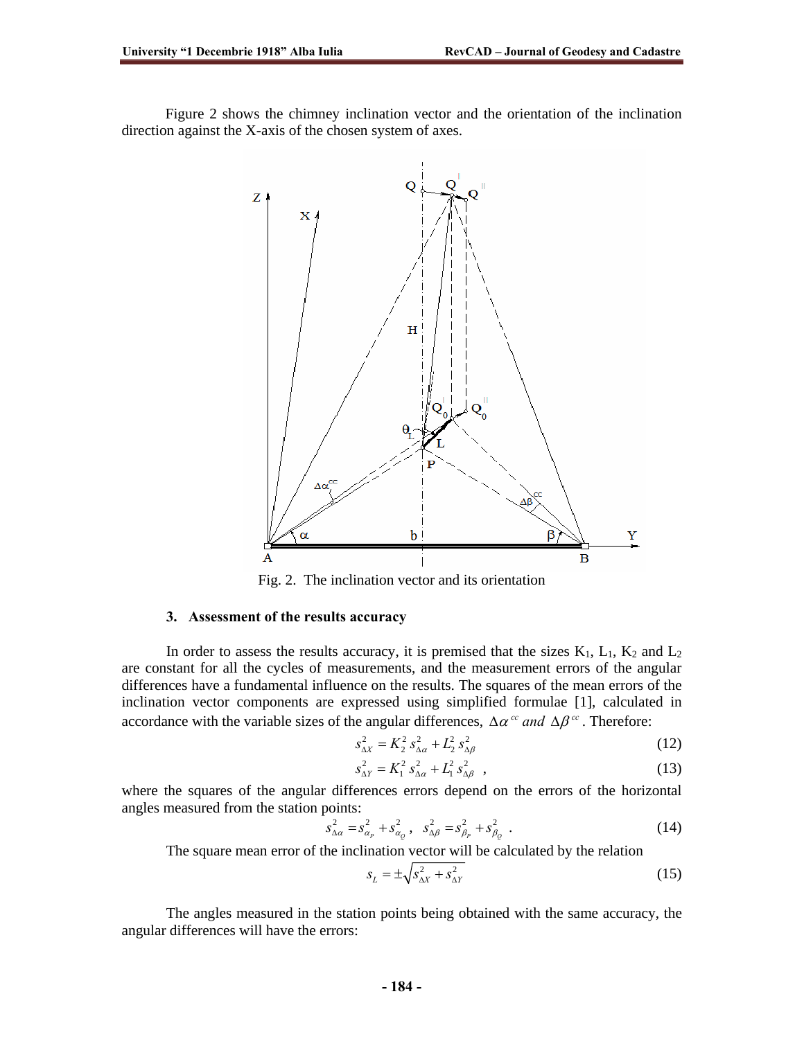Figure 2 shows the chimney inclination vector and the orientation of the inclination direction against the X-axis of the chosen system of axes.

Fig. 2. The inclination vector and its orientation

### 3. Assessment of the results accuracy

In order to assess the results accuracy, it is premised that the sizes $K_1$, $L_1$, $K_2$ and $L_2$ are constant for all the cycles of measurements, and the measurement errors of the angular differences have a fundamental influence on the results. The squares of the mean errors of the inclination vector components are expressed using simplified formulae [1], calculated in accordance with the variable sizes of the angular differences, $\Delta\alpha^{cc}$ *and* $\Delta\beta^{cc}$. Therefore:

$$s_{\Delta X}^2 = K_2^2\, s_{\Delta\alpha}^2 + L_2^2\, s_{\Delta\beta}^2 \tag{12}$$

$$s_{\Delta Y}^2 = K_1^2\, s_{\Delta\alpha}^2 + L_1^2\, s_{\Delta\beta}^2 \ , \tag{13}$$

where the squares of the angular differences errors depend on the errors of the horizontal angles measured from the station points:

$$s_{\Delta\alpha}^2 = s_{\alpha_P}^2 + s_{\alpha_Q}^2 \,, \quad s_{\Delta\beta}^2 = s_{\beta_P}^2 + s_{\beta_Q}^2 \ . \tag{14}$$

The square mean error of the inclination vector will be calculated by the relation

$$s_L = \pm\sqrt{s_{\Delta X}^2 + s_{\Delta Y}^2} \tag{15}$$

The angles measured in the station points being obtained with the same accuracy, the angular differences will have the errors: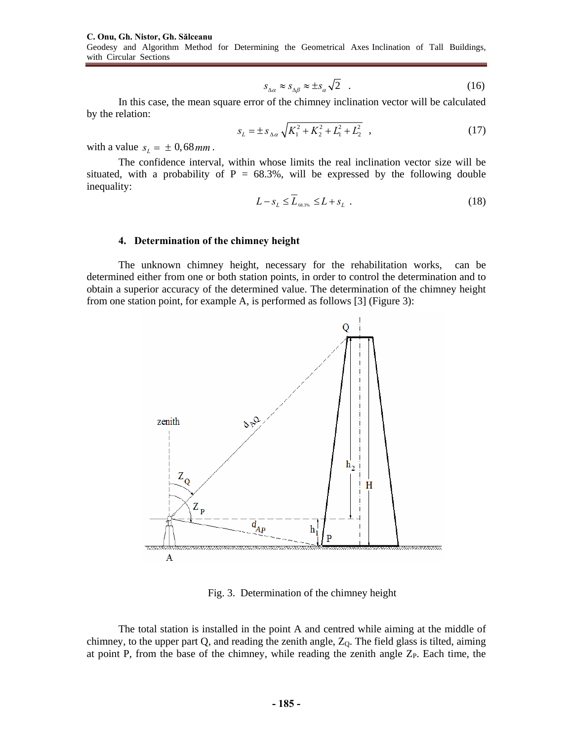$$s_{\Delta\alpha} \approx s_{\Delta\beta} \approx \pm s_{\alpha}\sqrt{2} \quad . \tag{16}$$

In this case, the mean square error of the chimney inclination vector will be calculated by the relation:

$$s_L = \pm s_{\Delta\alpha}\sqrt{K_1^2 + K_2^2 + L_1^2 + L_2^2} \quad , \tag{17}$$

with a value $s_L = \pm 0,68\,mm$.

The confidence interval, within whose limits the real inclination vector size will be situated, with a probability of P = 68.3%, will be expressed by the following double inequality:

$$L - s_L \leq \overline{L}_{68.3\%} \leq L + s_L \quad . \tag{18}$$

#### 4. Determination of the chimney height

The unknown chimney height, necessary for the rehabilitation works, can be determined either from one or both station points, in order to control the determination and to obtain a superior accuracy of the determined value. The determination of the chimney height from one station point, for example A, is performed as follows [3] (Figure 3):

Fig. 3. Determination of the chimney height

The total station is installed in the point A and centred while aiming at the middle of chimney, to the upper part Q, and reading the zenith angle, $Z_Q$. The field glass is tilted, aiming at point P, from the base of the chimney, while reading the zenith angle $Z_P$. Each time, the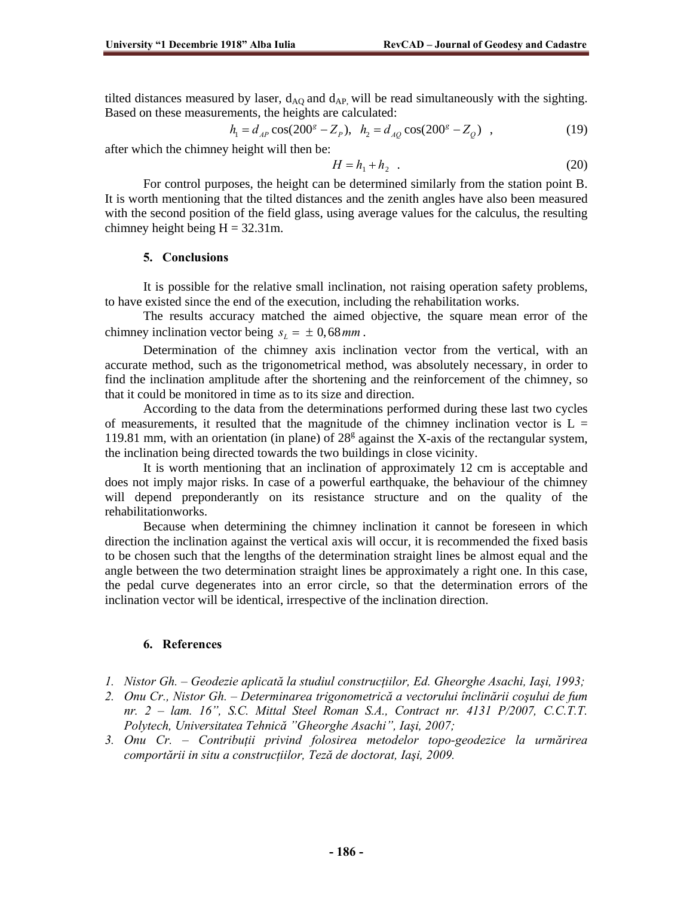tilted distances measured by laser, $d_{AQ}$ and $d_{AP,}$ will be read simultaneously with the sighting. Based on these measurements, the heights are calculated:

$$h_1 = d_{AP}\cos(200^g - Z_P), \quad h_2 = d_{AQ}\cos(200^g - Z_Q) \quad , \tag{19}$$

after which the chimney height will then be:

$$H = h_1 + h_2 \quad . \tag{20}$$

For control purposes, the height can be determined similarly from the station point B. It is worth mentioning that the tilted distances and the zenith angles have also been measured with the second position of the field glass, using average values for the calculus, the resulting chimney height being H = 32.31m.

## 5. Conclusions

It is possible for the relative small inclination, not raising operation safety problems, to have existed since the end of the execution, including the rehabilitation works.

The results accuracy matched the aimed objective, the square mean error of the chimney inclination vector being $s_L = \pm 0,68\,mm$.

Determination of the chimney axis inclination vector from the vertical, with an accurate method, such as the trigonometrical method, was absolutely necessary, in order to find the inclination amplitude after the shortening and the reinforcement of the chimney, so that it could be monitored in time as to its size and direction.

According to the data from the determinations performed during these last two cycles of measurements, it resulted that the magnitude of the chimney inclination vector is L = 119.81 mm, with an orientation (in plane) of $28^g$ against the X-axis of the rectangular system, the inclination being directed towards the two buildings in close vicinity.

It is worth mentioning that an inclination of approximately 12 cm is acceptable and does not imply major risks. In case of a powerful earthquake, the behaviour of the chimney will depend preponderantly on its resistance structure and on the quality of the rehabilitationworks.

Because when determining the chimney inclination it cannot be foreseen in which direction the inclination against the vertical axis will occur, it is recommended the fixed basis to be chosen such that the lengths of the determination straight lines be almost equal and the angle between the two determination straight lines be approximately a right one. In this case, the pedal curve degenerates into an error circle, so that the determination errors of the inclination vector will be identical, irrespective of the inclination direction.

## 6. References

1. *Nistor Gh. – Geodezie aplicată la studiul construcțiilor, Ed. Gheorghe Asachi, Iaşi, 1993;*
2. *Onu Cr., Nistor Gh. – Determinarea trigonometrică a vectorului înclinării coşului de fum nr. 2 – lam. 16", S.C. Mittal Steel Roman S.A., Contract nr. 4131 P/2007, C.C.T.T. Polytech, Universitatea Tehnică "Gheorghe Asachi", Iaşi, 2007;*
3. *Onu Cr. – Contribuții privind folosirea metodelor topo-geodezice la urmărirea comportării in situ a construcțiilor, Teză de doctorat, Iaşi, 2009.*